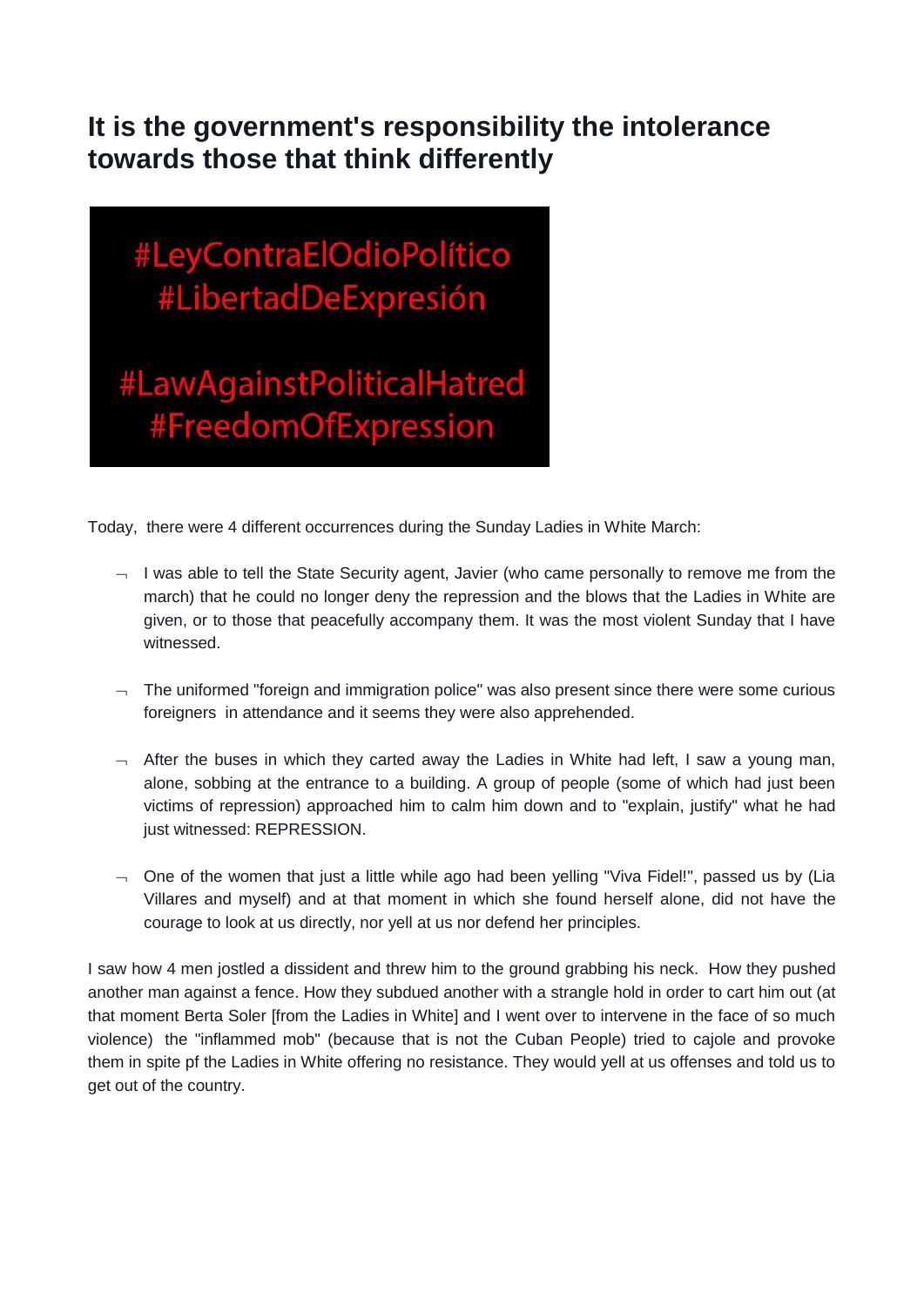# It is the government's responsibility the intolerance towards those that think differently

#LeyContraElOdioPolítico
#LibertadDeExpresión

#LawAgainstPoliticalHatred
#FreedomOfExpression

Today, there were 4 different occurrences during the Sunday Ladies in White March:

- I was able to tell the State Security agent, Javier (who came personally to remove me from the march) that he could no longer deny the repression and the blows that the Ladies in White are given, or to those that peacefully accompany them. It was the most violent Sunday that I have witnessed.

- The uniformed "foreign and immigration police" was also present since there were some curious foreigners in attendance and it seems they were also apprehended.

- After the buses in which they carted away the Ladies in White had left, I saw a young man, alone, sobbing at the entrance to a building. A group of people (some of which had just been victims of repression) approached him to calm him down and to "explain, justify" what he had just witnessed: REPRESSION.

- One of the women that just a little while ago had been yelling "Viva Fidel!", passed us by (Lia Villares and myself) and at that moment in which she found herself alone, did not have the courage to look at us directly, nor yell at us nor defend her principles.

I saw how 4 men jostled a dissident and threw him to the ground grabbing his neck. How they pushed another man against a fence. How they subdued another with a strangle hold in order to cart him out (at that moment Berta Soler [from the Ladies in White] and I went over to intervene in the face of so much violence) the "inflammed mob" (because that is not the Cuban People) tried to cajole and provoke them in spite pf the Ladies in White offering no resistance. They would yell at us offenses and told us to get out of the country.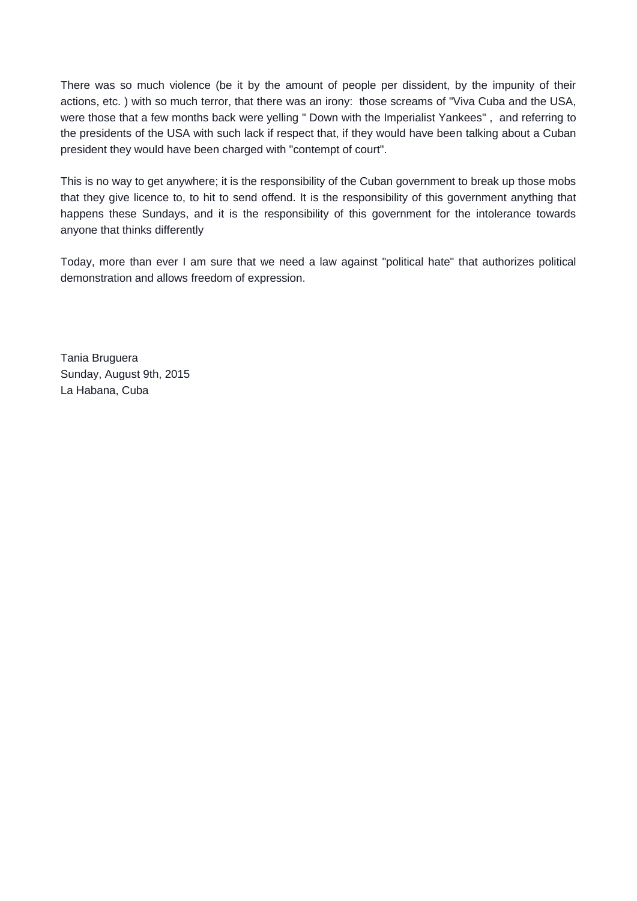There was so much violence (be it by the amount of people per dissident, by the impunity of their actions, etc. ) with so much terror, that there was an irony: those screams of "Viva Cuba and the USA, were those that a few months back were yelling " Down with the Imperialist Yankees" , and referring to the presidents of the USA with such lack if respect that, if they would have been talking about a Cuban president they would have been charged with "contempt of court".

This is no way to get anywhere; it is the responsibility of the Cuban government to break up those mobs that they give licence to, to hit to send offend. It is the responsibility of this government anything that happens these Sundays, and it is the responsibility of this government for the intolerance towards anyone that thinks differently

Today, more than ever I am sure that we need a law against "political hate" that authorizes political demonstration and allows freedom of expression.

Tania Bruguera
Sunday, August 9th, 2015
La Habana, Cuba